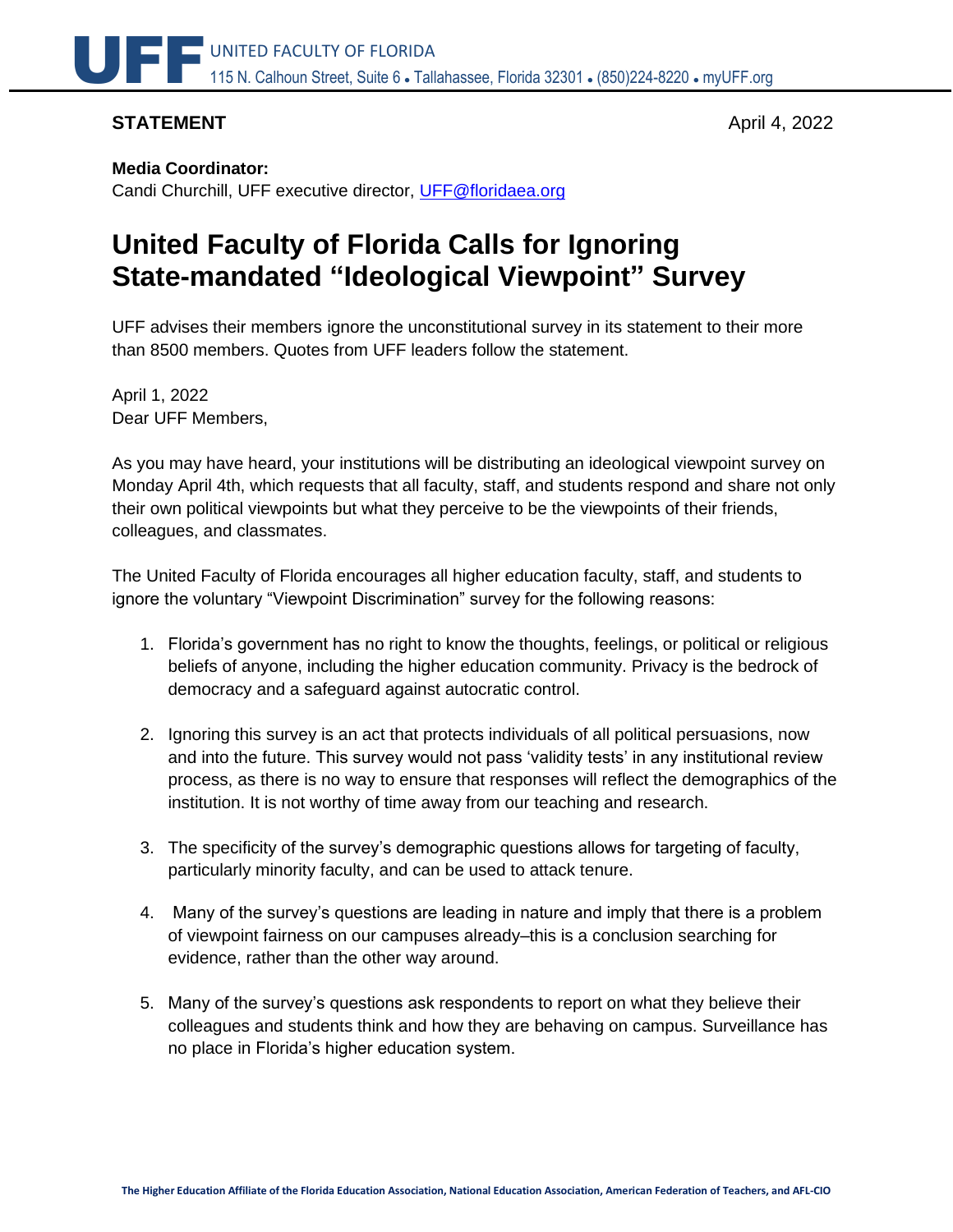UNITED FACULTY OF FLORIDA
115 N. Calhoun Street, Suite 6 • Tallahassee, Florida 32301 • (850)224-8220 • myUFF.org

**STATEMENT** April 4, 2022

**Media Coordinator:**
Candi Churchill, UFF executive director, UFF@floridaea.org

# United Faculty of Florida Calls for Ignoring State-mandated "Ideological Viewpoint" Survey

UFF advises their members ignore the unconstitutional survey in its statement to their more than 8500 members. Quotes from UFF leaders follow the statement.

April 1, 2022
Dear UFF Members,

As you may have heard, your institutions will be distributing an ideological viewpoint survey on Monday April 4th, which requests that all faculty, staff, and students respond and share not only their own political viewpoints but what they perceive to be the viewpoints of their friends, colleagues, and classmates.

The United Faculty of Florida encourages all higher education faculty, staff, and students to ignore the voluntary "Viewpoint Discrimination" survey for the following reasons:

1. Florida's government has no right to know the thoughts, feelings, or political or religious beliefs of anyone, including the higher education community. Privacy is the bedrock of democracy and a safeguard against autocratic control.

2. Ignoring this survey is an act that protects individuals of all political persuasions, now and into the future. This survey would not pass 'validity tests' in any institutional review process, as there is no way to ensure that responses will reflect the demographics of the institution. It is not worthy of time away from our teaching and research.

3. The specificity of the survey's demographic questions allows for targeting of faculty, particularly minority faculty, and can be used to attack tenure.

4. Many of the survey's questions are leading in nature and imply that there is a problem of viewpoint fairness on our campuses already–this is a conclusion searching for evidence, rather than the other way around.

5. Many of the survey's questions ask respondents to report on what they believe their colleagues and students think and how they are behaving on campus. Surveillance has no place in Florida's higher education system.

**The Higher Education Affiliate of the Florida Education Association, National Education Association, American Federation of Teachers, and AFL-CIO**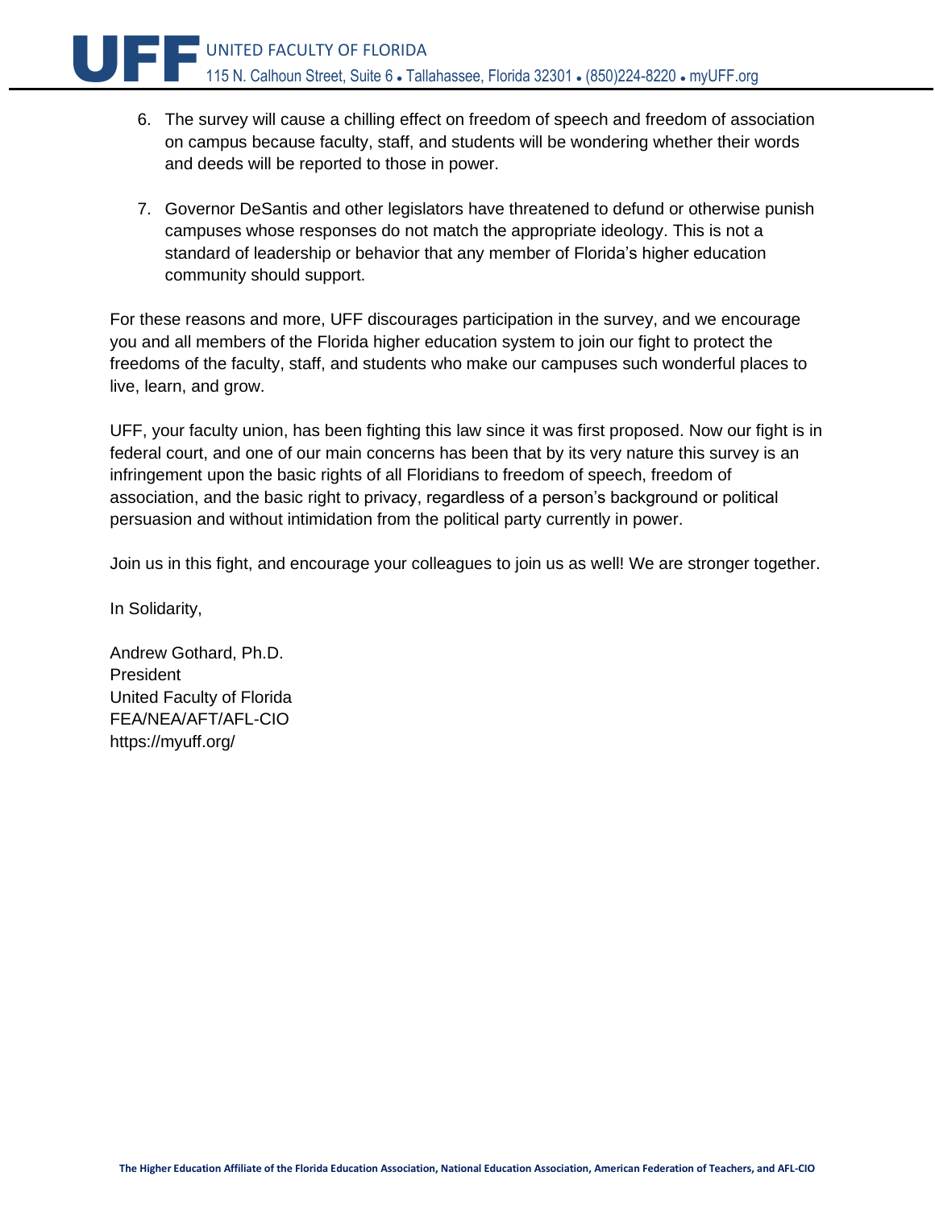6. The survey will cause a chilling effect on freedom of speech and freedom of association on campus because faculty, staff, and students will be wondering whether their words and deeds will be reported to those in power.

7. Governor DeSantis and other legislators have threatened to defund or otherwise punish campuses whose responses do not match the appropriate ideology. This is not a standard of leadership or behavior that any member of Florida's higher education community should support.

For these reasons and more, UFF discourages participation in the survey, and we encourage you and all members of the Florida higher education system to join our fight to protect the freedoms of the faculty, staff, and students who make our campuses such wonderful places to live, learn, and grow.

UFF, your faculty union, has been fighting this law since it was first proposed. Now our fight is in federal court, and one of our main concerns has been that by its very nature this survey is an infringement upon the basic rights of all Floridians to freedom of speech, freedom of association, and the basic right to privacy, regardless of a person's background or political persuasion and without intimidation from the political party currently in power.

Join us in this fight, and encourage your colleagues to join us as well! We are stronger together.

In Solidarity,

Andrew Gothard, Ph.D.
President
United Faculty of Florida
FEA/NEA/AFT/AFL-CIO
https://myuff.org/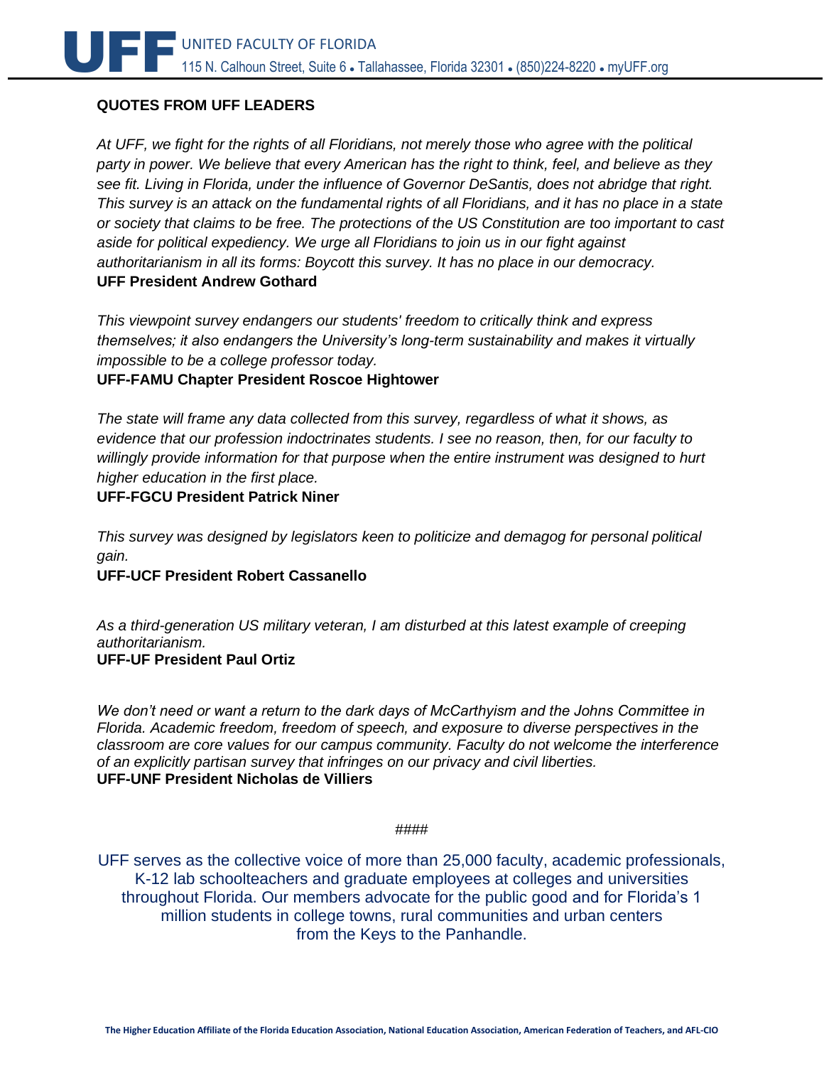**QUOTES FROM UFF LEADERS**

*At UFF, we fight for the rights of all Floridians, not merely those who agree with the political party in power. We believe that every American has the right to think, feel, and believe as they see fit. Living in Florida, under the influence of Governor DeSantis, does not abridge that right. This survey is an attack on the fundamental rights of all Floridians, and it has no place in a state or society that claims to be free. The protections of the US Constitution are too important to cast aside for political expediency. We urge all Floridians to join us in our fight against authoritarianism in all its forms: Boycott this survey. It has no place in our democracy.*
**UFF President Andrew Gothard**

*This viewpoint survey endangers our students' freedom to critically think and express themselves; it also endangers the University's long-term sustainability and makes it virtually impossible to be a college professor today.*
**UFF-FAMU Chapter President Roscoe Hightower**

*The state will frame any data collected from this survey, regardless of what it shows, as evidence that our profession indoctrinates students. I see no reason, then, for our faculty to willingly provide information for that purpose when the entire instrument was designed to hurt higher education in the first place.*
**UFF-FGCU President Patrick Niner**

*This survey was designed by legislators keen to politicize and demagog for personal political gain.*
**UFF-UCF President Robert Cassanello**

*As a third-generation US military veteran, I am disturbed at this latest example of creeping authoritarianism.*
**UFF-UF President Paul Ortiz**

*We don't need or want a return to the dark days of McCarthyism and the Johns Committee in Florida. Academic freedom, freedom of speech, and exposure to diverse perspectives in the classroom are core values for our campus community. Faculty do not welcome the interference of an explicitly partisan survey that infringes on our privacy and civil liberties.*
**UFF-UNF President Nicholas de Villiers**

####

UFF serves as the collective voice of more than 25,000 faculty, academic professionals, K-12 lab schoolteachers and graduate employees at colleges and universities throughout Florida. Our members advocate for the public good and for Florida's 1 million students in college towns, rural communities and urban centers from the Keys to the Panhandle.